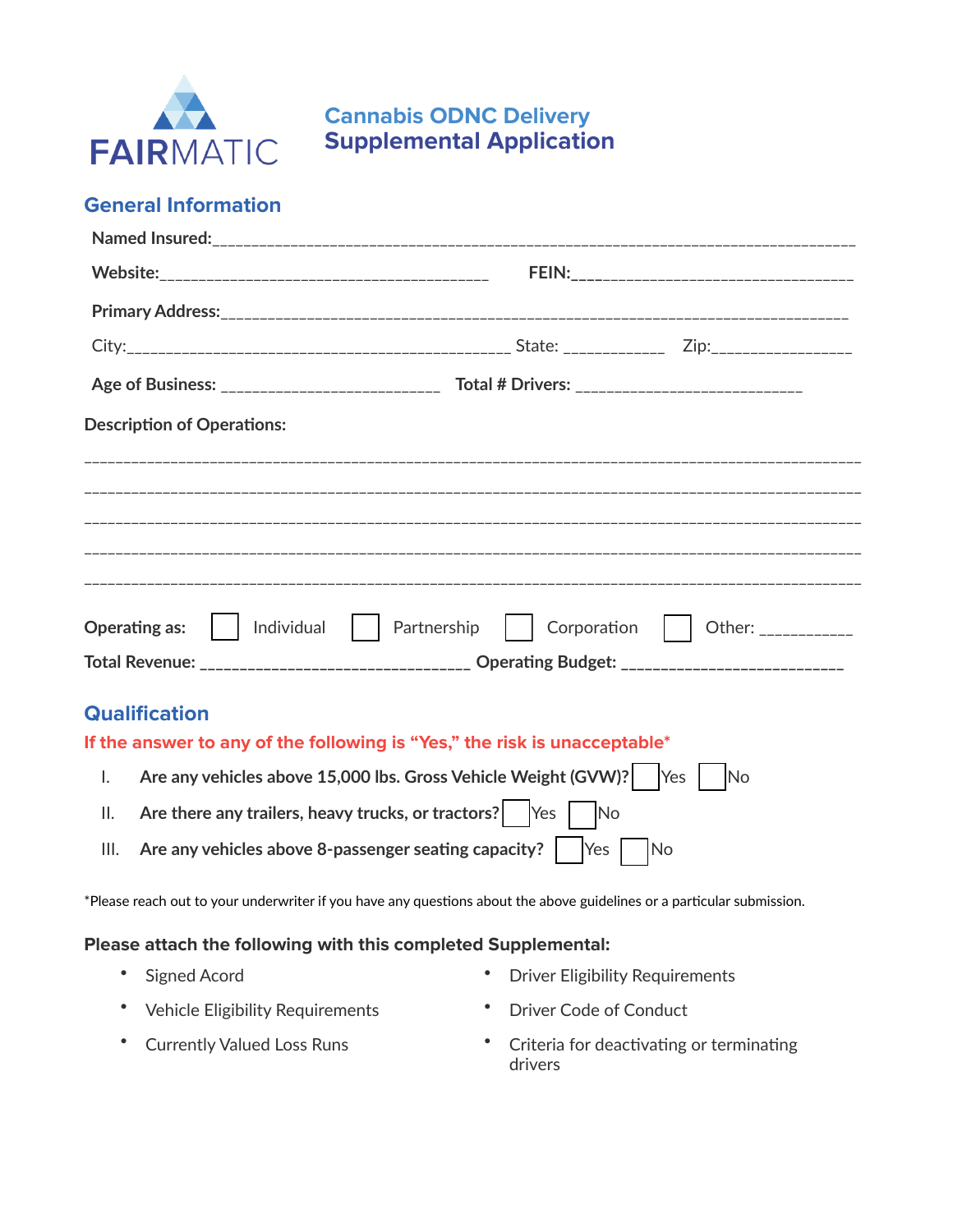FAIRMATIC

# Cannabis ODNC Delivery Supplemental Application

## General Information

**Named Insured:**_______________________________________________________________________________

**Website:**________________________________________ **FEIN:**__________________________________

**Primary Address:**_____________________________________________________________________________

City:_______________________________________________ State: ____________ Zip:_________________

**Age of Business:** __________________________ **Total # Drivers:** ___________________________

**Description of Operations:**

_______________________________________________________________________________________________

_______________________________________________________________________________________________

_______________________________________________________________________________________________

_______________________________________________________________________________________________

_______________________________________________________________________________________________

**Operating as:** ☐ Individual ☐ Partnership ☐ Corporation ☐ Other: ___________

**Total Revenue:** _________________________________ **Operating Budget:** ___________________________

## Qualification

**If the answer to any of the following is "Yes," the risk is unacceptable***

I. **Are any vehicles above 15,000 lbs. Gross Vehicle Weight (GVW)?** ☐ Yes ☐ No

II. **Are there any trailers, heavy trucks, or tractors?** ☐ Yes ☐ No

III. **Are any vehicles above 8-passenger seating capacity?** ☐ Yes ☐ No

*Please reach out to your underwriter if you have any questions about the above guidelines or a particular submission.

### Please attach the following with this completed Supplemental:

- Signed Acord
- Vehicle Eligibility Requirements
- Currently Valued Loss Runs
- Driver Eligibility Requirements
- Driver Code of Conduct
- Criteria for deactivating or terminating drivers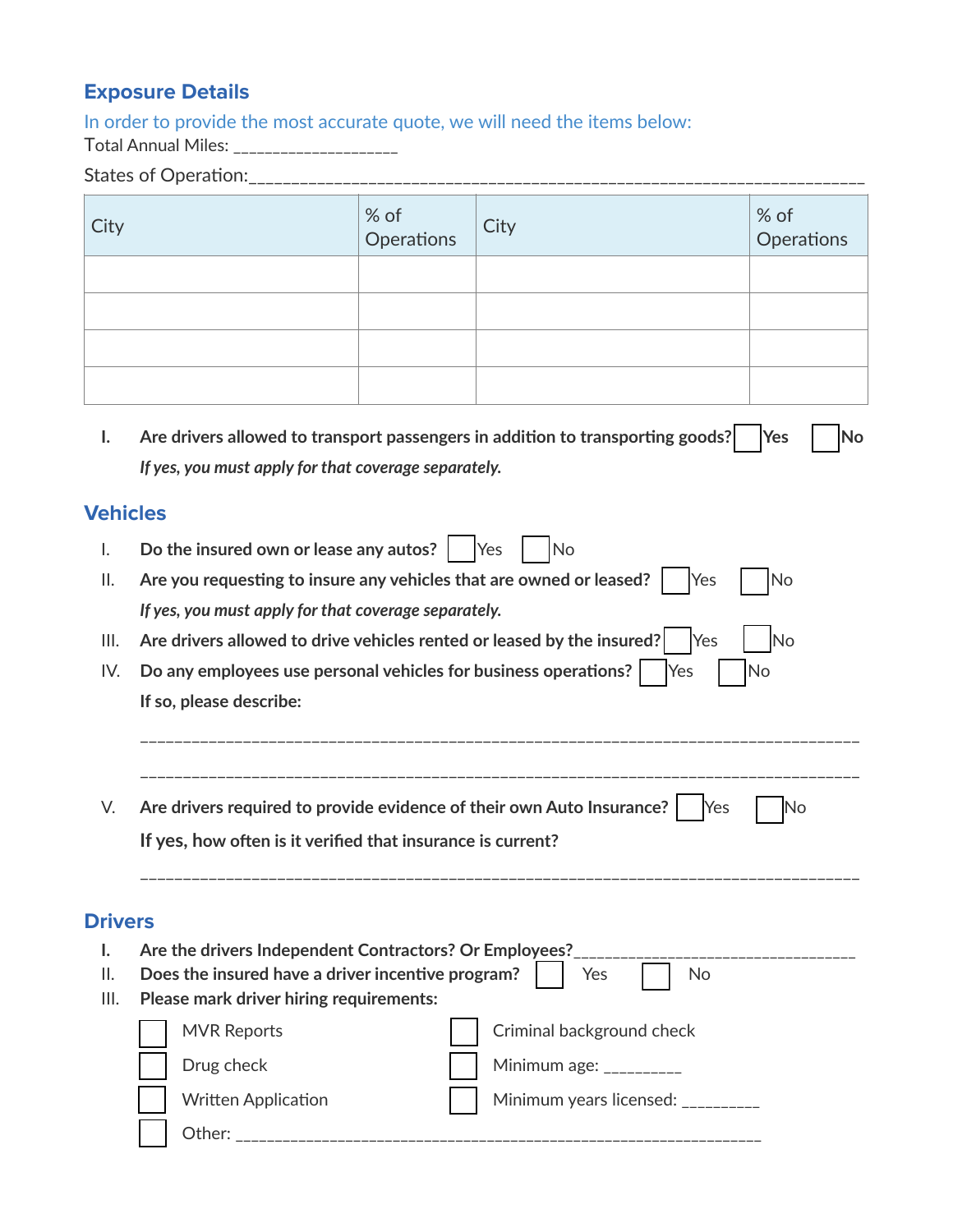## Exposure Details

In order to provide the most accurate quote, we will need the items below:

Total Annual Miles: ____________________

States of Operation:______________________________________________________________________

| City | % of Operations | City | % of Operations |
|---|---|---|---|
| | | | |
| | | | |
| | | | |
| | | | |

I. **Are drivers allowed to transport passengers in addition to transporting goods?** ☐ **Yes** ☐ **No**

*If yes, you must apply for that coverage separately.*

## Vehicles

I. **Do the insured own or lease any autos?** ☐ Yes ☐ No

II. **Are you requesting to insure any vehicles that are owned or leased?** ☐ Yes ☐ No

*If yes, you must apply for that coverage separately.*

III. **Are drivers allowed to drive vehicles rented or leased by the insured?** ☐ Yes ☐ No

IV. **Do any employees use personal vehicles for business operations?** ☐ Yes ☐ No

**If so, please describe:**

________________________________________________________________________________

________________________________________________________________________________

V. **Are drivers required to provide evidence of their own Auto Insurance?** ☐ Yes ☐ No

**If yes, how often is it verified that insurance is current?**

________________________________________________________________________________

## Drivers

I. **Are the drivers Independent Contractors? Or Employees?**__________________________________

II. **Does the insured have a driver incentive program?** ☐ Yes ☐ No

III. **Please mark driver hiring requirements:**

☐ MVR Reports

☐ Criminal background check

☐ Drug check

☐ Minimum age: _________

☐ Written Application

☐ Minimum years licensed: _________

☐ Other: ______________________________________________________________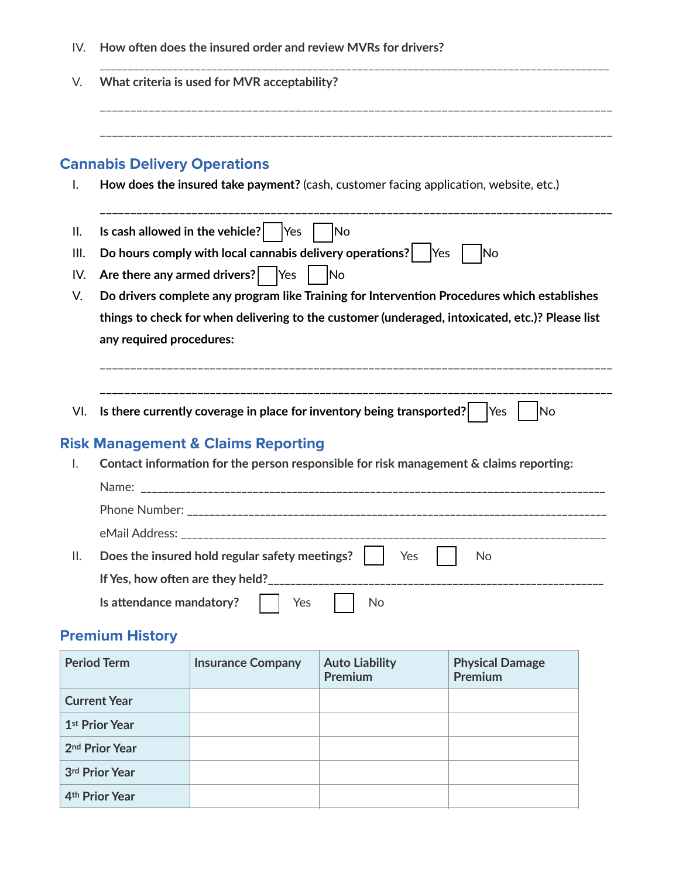IV. **How often does the insured order and review MVRs for drivers?**

_______________________________________________________________________________________

V. **What criteria is used for MVR acceptability?**

_______________________________________________________________________________________

_______________________________________________________________________________________

## Cannabis Delivery Operations

I. **How does the insured take payment?** (cash, customer facing application, website, etc.)

_______________________________________________________________________________________

II. **Is cash allowed in the vehicle?** ☐ Yes ☐ No

III. **Do hours comply with local cannabis delivery operations?** ☐ Yes ☐ No

IV. **Are there any armed drivers?** ☐ Yes ☐ No

V. **Do drivers complete any program like Training for Intervention Procedures which establishes things to check for when delivering to the customer (underaged, intoxicated, etc.)? Please list any required procedures:**

_______________________________________________________________________________________

_______________________________________________________________________________________

VI. **Is there currently coverage in place for inventory being transported?** ☐ Yes ☐ No

## Risk Management & Claims Reporting

I. **Contact information for the person responsible for risk management & claims reporting:**

Name: _______________________________________________________________________________

Phone Number: _______________________________________________________________________

eMail Address: _______________________________________________________________________

II. **Does the insured hold regular safety meetings?** ☐ Yes ☐ No

**If Yes, how often are they held?**______________________________________________________

**Is attendance mandatory?** ☐ Yes ☐ No

## Premium History

| Period Term | Insurance Company | Auto Liability Premium | Physical Damage Premium |
|---|---|---|---|
| Current Year | | | |
| 1st Prior Year | | | |
| 2nd Prior Year | | | |
| 3rd Prior Year | | | |
| 4th Prior Year | | | |